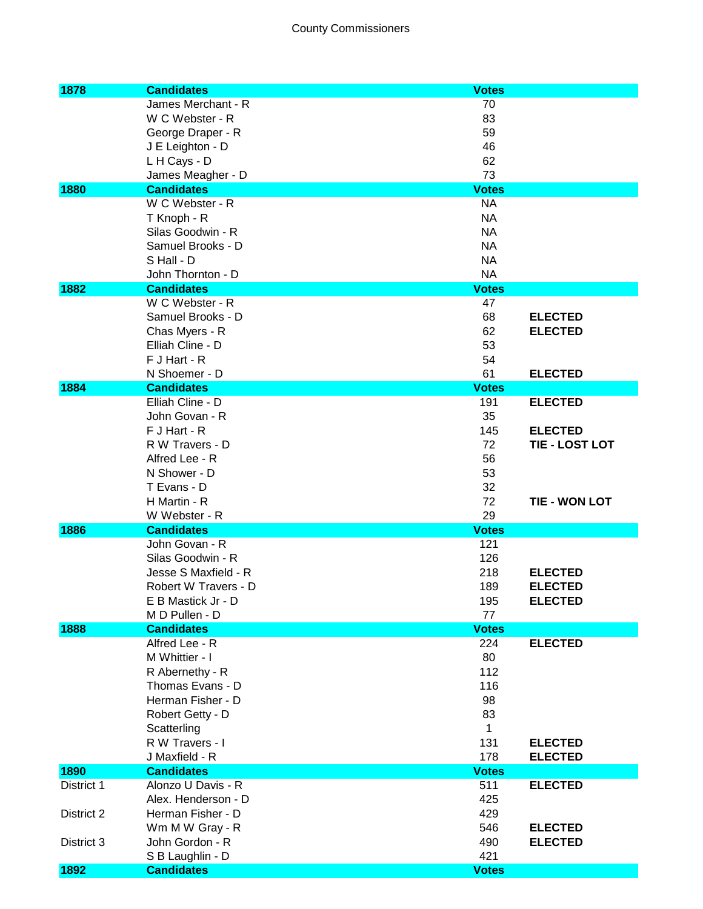# County Commissioners

| 1878 | Candidates | Votes | |
|---|---|---|---|
| | James Merchant - R | 70 | |
| | W C Webster - R | 83 | |
| | George Draper - R | 59 | |
| | J E Leighton - D | 46 | |
| | L H Cays - D | 62 | |
| | James Meagher - D | 73 | |
| **1880** | **Candidates** | **Votes** | |
| | W C Webster - R | NA | |
| | T Knoph - R | NA | |
| | Silas Goodwin - R | NA | |
| | Samuel Brooks - D | NA | |
| | S Hall - D | NA | |
| | John Thornton - D | NA | |
| **1882** | **Candidates** | **Votes** | |
| | W C Webster - R | 47 | |
| | Samuel Brooks - D | 68 | **ELECTED** |
| | Chas Myers - R | 62 | **ELECTED** |
| | Elliah Cline - D | 53 | |
| | F J Hart - R | 54 | |
| | N Shoemer - D | 61 | **ELECTED** |
| **1884** | **Candidates** | **Votes** | |
| | Elliah Cline - D | 191 | **ELECTED** |
| | John Govan - R | 35 | |
| | F J Hart - R | 145 | **ELECTED** |
| | R W Travers - D | 72 | **TIE - LOST LOT** |
| | Alfred Lee - R | 56 | |
| | N Shower - D | 53 | |
| | T Evans - D | 32 | |
| | H Martin - R | 72 | **TIE - WON LOT** |
| | W Webster - R | 29 | |
| **1886** | **Candidates** | **Votes** | |
| | John Govan - R | 121 | |
| | Silas Goodwin - R | 126 | |
| | Jesse S Maxfield - R | 218 | **ELECTED** |
| | Robert W Travers - D | 189 | **ELECTED** |
| | E B Mastick Jr - D | 195 | **ELECTED** |
| | M D Pullen - D | 77 | |
| **1888** | **Candidates** | **Votes** | |
| | Alfred Lee - R | 224 | **ELECTED** |
| | M Whittier - I | 80 | |
| | R Abernethy - R | 112 | |
| | Thomas Evans - D | 116 | |
| | Herman Fisher - D | 98 | |
| | Robert Getty - D | 83 | |
| | Scatterling | 1 | |
| | R W Travers - I | 131 | **ELECTED** |
| | J Maxfield - R | 178 | **ELECTED** |
| **1890** | **Candidates** | **Votes** | |
| District 1 | Alonzo U Davis - R | 511 | **ELECTED** |
| | Alex. Henderson - D | 425 | |
| District 2 | Herman Fisher - D | 429 | |
| | Wm M W Gray - R | 546 | **ELECTED** |
| District 3 | John Gordon - R | 490 | **ELECTED** |
| | S B Laughlin - D | 421 | |
| **1892** | **Candidates** | **Votes** | |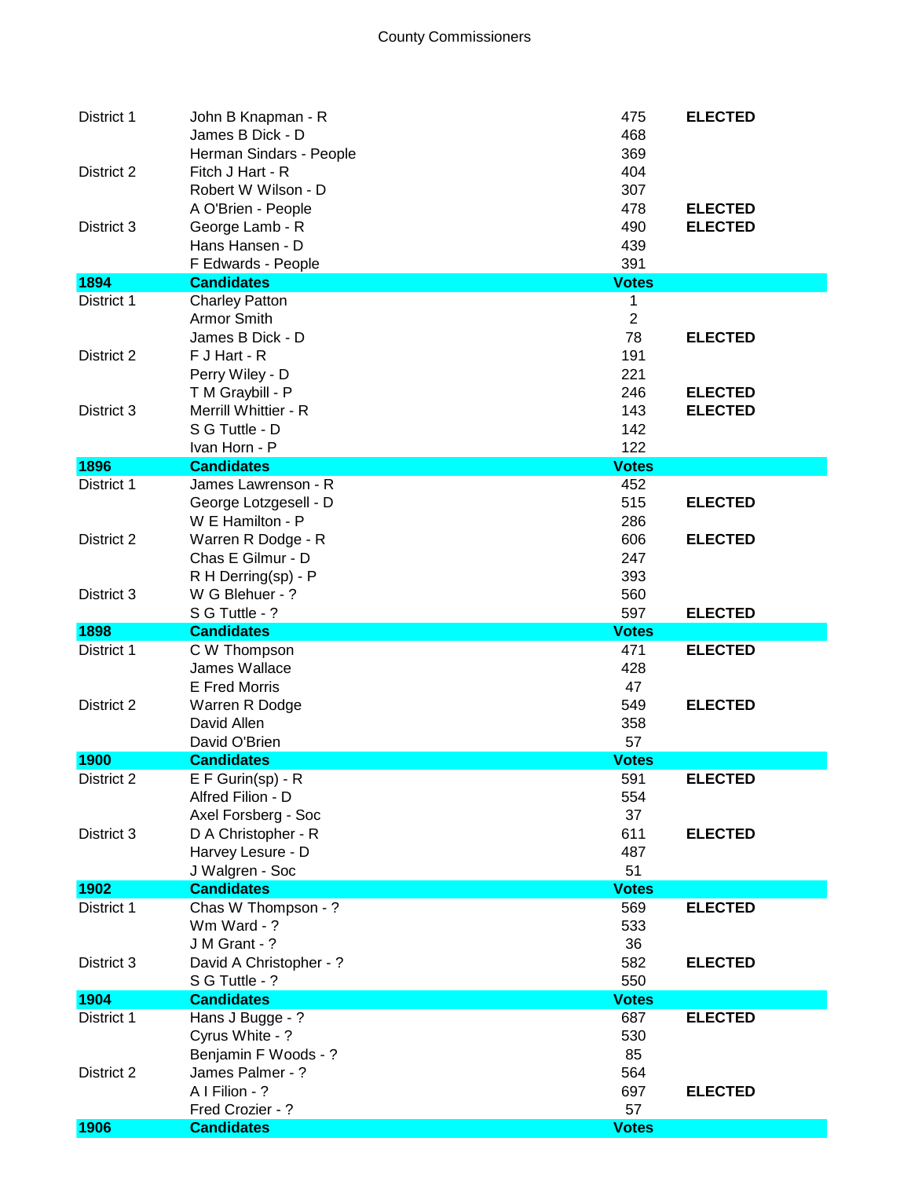County Commissioners

| | | | |
|---|---|---|---|
| District 1 | John B Knapman - R | 475 | **ELECTED** |
| | James B Dick - D | 468 | |
| | Herman Sindars - People | 369 | |
| District 2 | Fitch J Hart - R | 404 | |
| | Robert W Wilson - D | 307 | |
| | A O'Brien - People | 478 | **ELECTED** |
| District 3 | George Lamb - R | 490 | **ELECTED** |
| | Hans Hansen - D | 439 | |
| | F Edwards - People | 391 | |
| **1894** | **Candidates** | **Votes** | |
| District 1 | Charley Patton | 1 | |
| | Armor Smith | 2 | |
| | James B Dick - D | 78 | **ELECTED** |
| District 2 | F J Hart - R | 191 | |
| | Perry Wiley - D | 221 | |
| | T M Graybill - P | 246 | **ELECTED** |
| District 3 | Merrill Whittier - R | 143 | **ELECTED** |
| | S G Tuttle - D | 142 | |
| | Ivan Horn - P | 122 | |
| **1896** | **Candidates** | **Votes** | |
| District 1 | James Lawrenson - R | 452 | |
| | George Lotzgesell - D | 515 | **ELECTED** |
| | W E Hamilton - P | 286 | |
| District 2 | Warren R Dodge - R | 606 | **ELECTED** |
| | Chas E Gilmur - D | 247 | |
| | R H Derring(sp) - P | 393 | |
| District 3 | W G Blehuer - ? | 560 | |
| | S G Tuttle - ? | 597 | **ELECTED** |
| **1898** | **Candidates** | **Votes** | |
| District 1 | C W Thompson | 471 | **ELECTED** |
| | James Wallace | 428 | |
| | E Fred Morris | 47 | |
| District 2 | Warren R Dodge | 549 | **ELECTED** |
| | David Allen | 358 | |
| | David O'Brien | 57 | |
| **1900** | **Candidates** | **Votes** | |
| District 2 | E F Gurin(sp) - R | 591 | **ELECTED** |
| | Alfred Filion - D | 554 | |
| | Axel Forsberg - Soc | 37 | |
| District 3 | D A Christopher - R | 611 | **ELECTED** |
| | Harvey Lesure - D | 487 | |
| | J Walgren - Soc | 51 | |
| **1902** | **Candidates** | **Votes** | |
| District 1 | Chas W Thompson - ? | 569 | **ELECTED** |
| | Wm Ward - ? | 533 | |
| | J M Grant - ? | 36 | |
| District 3 | David A Christopher - ? | 582 | **ELECTED** |
| | S G Tuttle - ? | 550 | |
| **1904** | **Candidates** | **Votes** | |
| District 1 | Hans J Bugge - ? | 687 | **ELECTED** |
| | Cyrus White - ? | 530 | |
| | Benjamin F Woods - ? | 85 | |
| District 2 | James Palmer - ? | 564 | |
| | A I Filion - ? | 697 | **ELECTED** |
| | Fred Crozier - ? | 57 | |
| **1906** | **Candidates** | **Votes** | |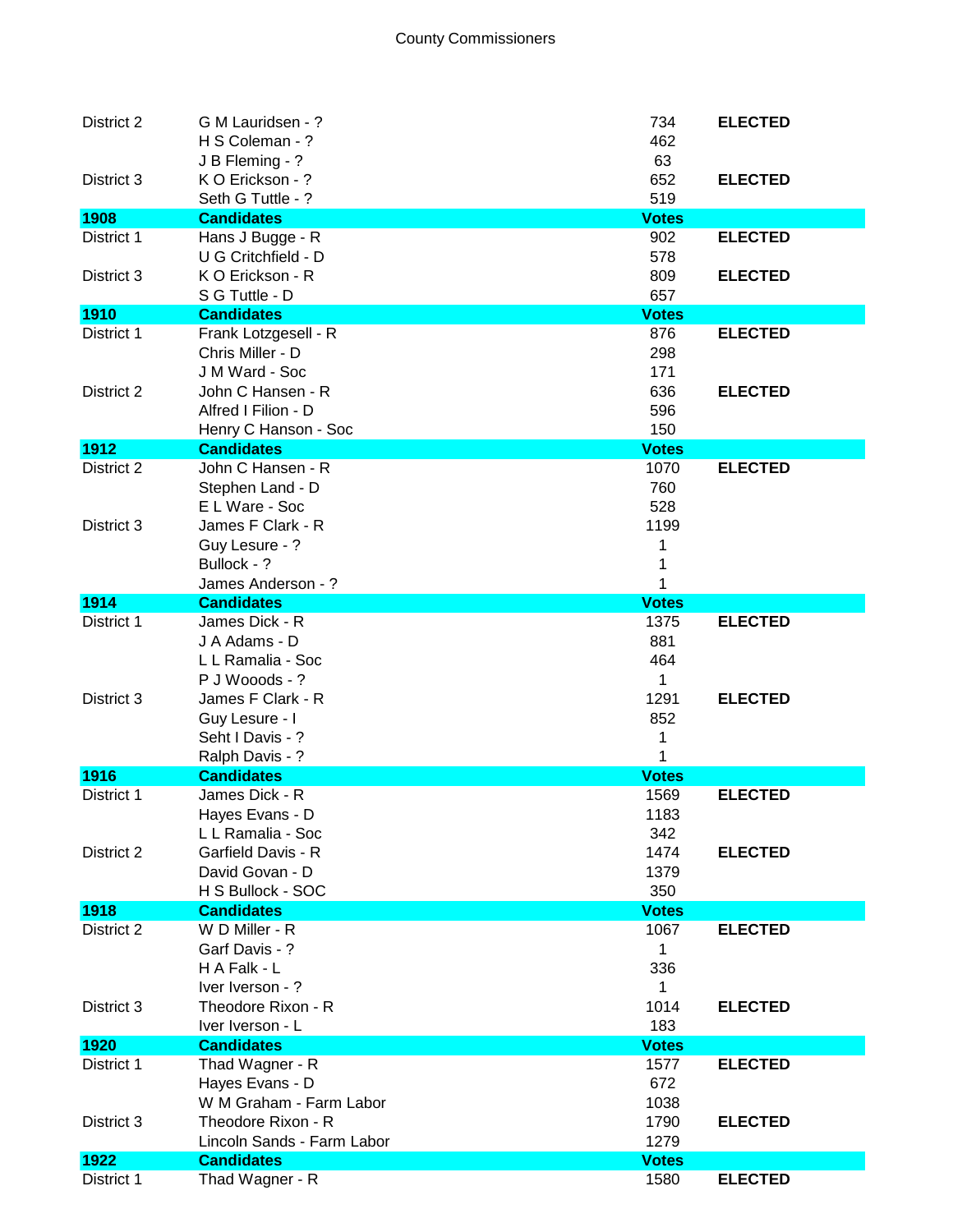County Commissioners

| | | | |
|---|---|---|---|
| District 2 | G M Lauridsen - ? | 734 | **ELECTED** |
| | H S Coleman - ? | 462 | |
| | J B Fleming - ? | 63 | |
| District 3 | K O Erickson - ? | 652 | **ELECTED** |
| | Seth G Tuttle - ? | 519 | |
| **1908** | **Candidates** | **Votes** | |
| District 1 | Hans J Bugge - R | 902 | **ELECTED** |
| | U G Critchfield - D | 578 | |
| District 3 | K O Erickson - R | 809 | **ELECTED** |
| | S G Tuttle - D | 657 | |
| **1910** | **Candidates** | **Votes** | |
| District 1 | Frank Lotzgesell - R | 876 | **ELECTED** |
| | Chris Miller - D | 298 | |
| | J M Ward - Soc | 171 | |
| District 2 | John C Hansen - R | 636 | **ELECTED** |
| | Alfred I Filion - D | 596 | |
| | Henry C Hanson - Soc | 150 | |
| **1912** | **Candidates** | **Votes** | |
| District 2 | John C Hansen - R | 1070 | **ELECTED** |
| | Stephen Land - D | 760 | |
| | E L Ware - Soc | 528 | |
| District 3 | James F Clark - R | 1199 | |
| | Guy Lesure - ? | 1 | |
| | Bullock - ? | 1 | |
| | James Anderson - ? | 1 | |
| **1914** | **Candidates** | **Votes** | |
| District 1 | James Dick - R | 1375 | **ELECTED** |
| | J A Adams - D | 881 | |
| | L L Ramalia - Soc | 464 | |
| | P J Wooods - ? | 1 | |
| District 3 | James F Clark - R | 1291 | **ELECTED** |
| | Guy Lesure - I | 852 | |
| | Seht I Davis - ? | 1 | |
| | Ralph Davis - ? | 1 | |
| **1916** | **Candidates** | **Votes** | |
| District 1 | James Dick - R | 1569 | **ELECTED** |
| | Hayes Evans - D | 1183 | |
| | L L Ramalia - Soc | 342 | |
| District 2 | Garfield Davis - R | 1474 | **ELECTED** |
| | David Govan - D | 1379 | |
| | H S Bullock - SOC | 350 | |
| **1918** | **Candidates** | **Votes** | |
| District 2 | W D Miller - R | 1067 | **ELECTED** |
| | Garf Davis - ? | 1 | |
| | H A Falk - L | 336 | |
| | Iver Iverson - ? | 1 | |
| District 3 | Theodore Rixon - R | 1014 | **ELECTED** |
| | Iver Iverson - L | 183 | |
| **1920** | **Candidates** | **Votes** | |
| District 1 | Thad Wagner - R | 1577 | **ELECTED** |
| | Hayes Evans - D | 672 | |
| | W M Graham - Farm Labor | 1038 | |
| District 3 | Theodore Rixon - R | 1790 | **ELECTED** |
| | Lincoln Sands - Farm Labor | 1279 | |
| **1922** | **Candidates** | **Votes** | |
| District 1 | Thad Wagner - R | 1580 | **ELECTED** |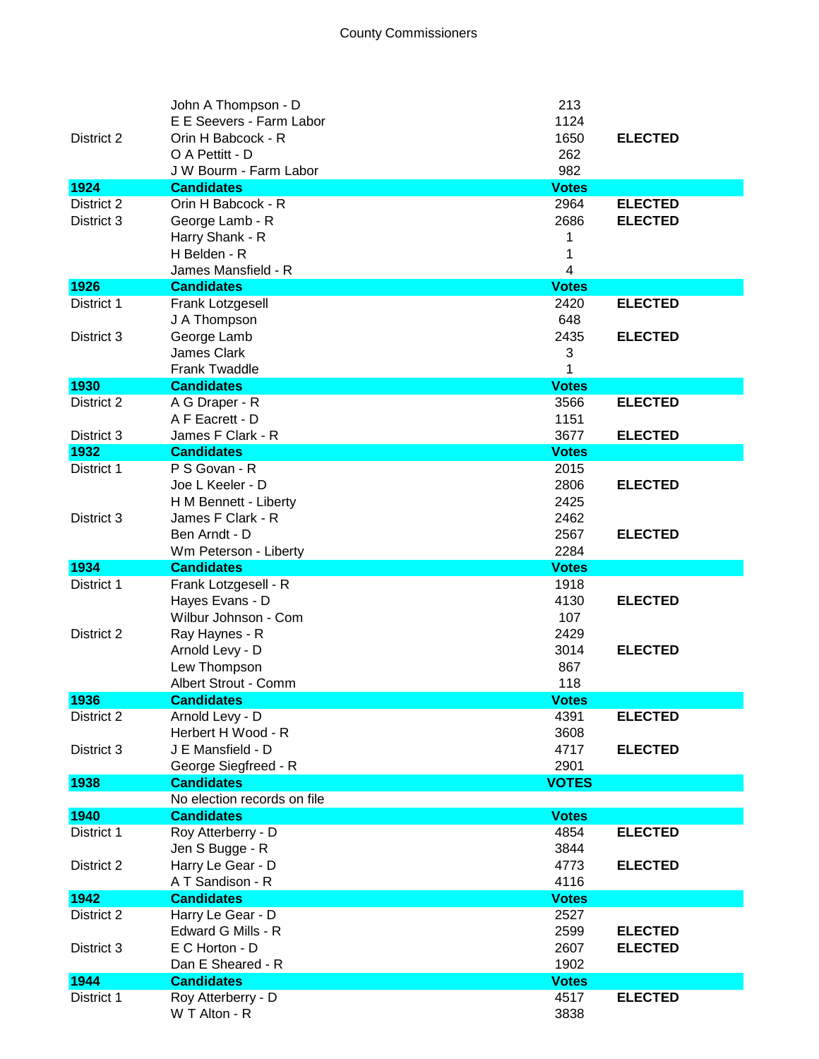# County Commissioners

| | | | |
|---|---|---|---|
| | John A Thompson - D | 213 | |
| | E E Seevers - Farm Labor | 1124 | |
| District 2 | Orin H Babcock - R | 1650 | **ELECTED** |
| | O A Pettitt - D | 262 | |
| | J W Bourm - Farm Labor | 982 | |
| **1924** | **Candidates** | **Votes** | |
| District 2 | Orin H Babcock - R | 2964 | **ELECTED** |
| District 3 | George Lamb - R | 2686 | **ELECTED** |
| | Harry Shank - R | 1 | |
| | H Belden - R | 1 | |
| | James Mansfield - R | 4 | |
| **1926** | **Candidates** | **Votes** | |
| District 1 | Frank Lotzgesell | 2420 | **ELECTED** |
| | J A Thompson | 648 | |
| District 3 | George Lamb | 2435 | **ELECTED** |
| | James Clark | 3 | |
| | Frank Twaddle | 1 | |
| **1930** | **Candidates** | **Votes** | |
| District 2 | A G Draper - R | 3566 | **ELECTED** |
| | A F Eacrett - D | 1151 | |
| District 3 | James F Clark - R | 3677 | **ELECTED** |
| **1932** | **Candidates** | **Votes** | |
| District 1 | P S Govan - R | 2015 | |
| | Joe L Keeler - D | 2806 | **ELECTED** |
| | H M Bennett - Liberty | 2425 | |
| District 3 | James F Clark - R | 2462 | |
| | Ben Arndt - D | 2567 | **ELECTED** |
| | Wm Peterson - Liberty | 2284 | |
| **1934** | **Candidates** | **Votes** | |
| District 1 | Frank Lotzgesell - R | 1918 | |
| | Hayes Evans - D | 4130 | **ELECTED** |
| | Wilbur Johnson - Com | 107 | |
| District 2 | Ray Haynes - R | 2429 | |
| | Arnold Levy - D | 3014 | **ELECTED** |
| | Lew Thompson | 867 | |
| | Albert Strout - Comm | 118 | |
| **1936** | **Candidates** | **Votes** | |
| District 2 | Arnold Levy - D | 4391 | **ELECTED** |
| | Herbert H Wood - R | 3608 | |
| District 3 | J E Mansfield - D | 4717 | **ELECTED** |
| | George Siegfreed - R | 2901 | |
| **1938** | **Candidates** | **VOTES** | |
| | No election records on file | | |
| **1940** | **Candidates** | **Votes** | |
| District 1 | Roy Atterberry - D | 4854 | **ELECTED** |
| | Jen S Bugge - R | 3844 | |
| District 2 | Harry Le Gear - D | 4773 | **ELECTED** |
| | A T Sandison - R | 4116 | |
| **1942** | **Candidates** | **Votes** | |
| District 2 | Harry Le Gear - D | 2527 | |
| | Edward G Mills - R | 2599 | **ELECTED** |
| District 3 | E C Horton - D | 2607 | **ELECTED** |
| | Dan E Sheared - R | 1902 | |
| **1944** | **Candidates** | **Votes** | |
| District 1 | Roy Atterberry - D | 4517 | **ELECTED** |
| | W T Alton - R | 3838 | |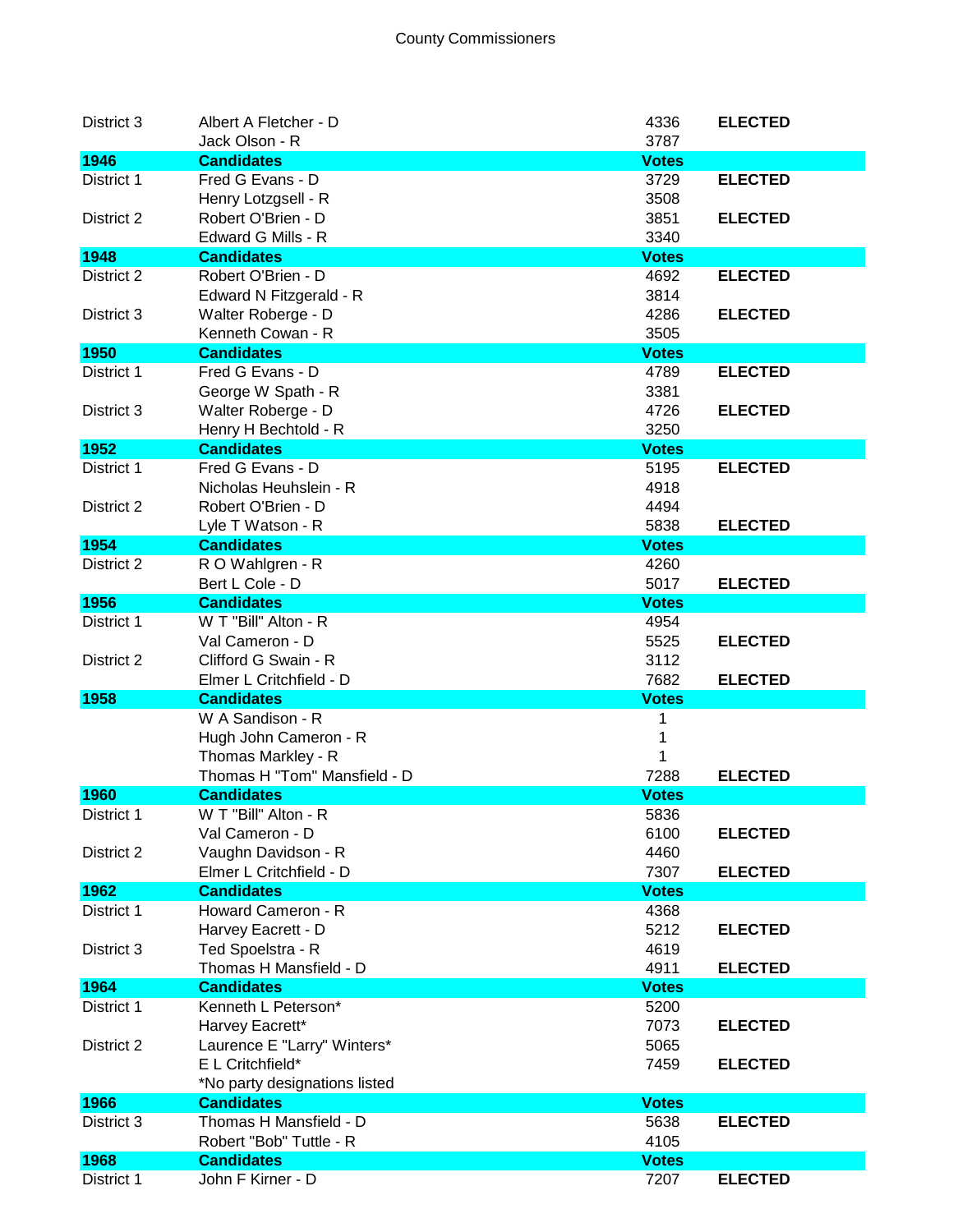# County Commissioners

| | | | |
|---|---|---|---|
| District 3 | Albert A Fletcher - D | 4336 | **ELECTED** |
| | Jack Olson - R | 3787 | |
| **1946** | **Candidates** | **Votes** | |
| District 1 | Fred G Evans - D | 3729 | **ELECTED** |
| | Henry Lotzgsell - R | 3508 | |
| District 2 | Robert O'Brien - D | 3851 | **ELECTED** |
| | Edward G Mills - R | 3340 | |
| **1948** | **Candidates** | **Votes** | |
| District 2 | Robert O'Brien - D | 4692 | **ELECTED** |
| | Edward N Fitzgerald - R | 3814 | |
| District 3 | Walter Roberge - D | 4286 | **ELECTED** |
| | Kenneth Cowan - R | 3505 | |
| **1950** | **Candidates** | **Votes** | |
| District 1 | Fred G Evans - D | 4789 | **ELECTED** |
| | George W Spath - R | 3381 | |
| District 3 | Walter Roberge - D | 4726 | **ELECTED** |
| | Henry H Bechtold - R | 3250 | |
| **1952** | **Candidates** | **Votes** | |
| District 1 | Fred G Evans - D | 5195 | **ELECTED** |
| | Nicholas Heuhslein - R | 4918 | |
| District 2 | Robert O'Brien - D | 4494 | |
| | Lyle T Watson - R | 5838 | **ELECTED** |
| **1954** | **Candidates** | **Votes** | |
| District 2 | R O Wahlgren - R | 4260 | |
| | Bert L Cole - D | 5017 | **ELECTED** |
| **1956** | **Candidates** | **Votes** | |
| District 1 | W T "Bill" Alton - R | 4954 | |
| | Val Cameron - D | 5525 | **ELECTED** |
| District 2 | Clifford G Swain - R | 3112 | |
| | Elmer L Critchfield - D | 7682 | **ELECTED** |
| **1958** | **Candidates** | **Votes** | |
| | W A Sandison - R | 1 | |
| | Hugh John Cameron - R | 1 | |
| | Thomas Markley - R | 1 | |
| | Thomas H "Tom" Mansfield - D | 7288 | **ELECTED** |
| **1960** | **Candidates** | **Votes** | |
| District 1 | W T "Bill" Alton - R | 5836 | |
| | Val Cameron - D | 6100 | **ELECTED** |
| District 2 | Vaughn Davidson - R | 4460 | |
| | Elmer L Critchfield - D | 7307 | **ELECTED** |
| **1962** | **Candidates** | **Votes** | |
| District 1 | Howard Cameron - R | 4368 | |
| | Harvey Eacrett - D | 5212 | **ELECTED** |
| District 3 | Ted Spoelstra - R | 4619 | |
| | Thomas H Mansfield - D | 4911 | **ELECTED** |
| **1964** | **Candidates** | **Votes** | |
| District 1 | Kenneth L Peterson* | 5200 | |
| | Harvey Eacrett* | 7073 | **ELECTED** |
| District 2 | Laurence E "Larry" Winters* | 5065 | |
| | E L Critchfield* | 7459 | **ELECTED** |
| | *No party designations listed | | |
| **1966** | **Candidates** | **Votes** | |
| District 3 | Thomas H Mansfield - D | 5638 | **ELECTED** |
| | Robert "Bob" Tuttle - R | 4105 | |
| **1968** | **Candidates** | **Votes** | |
| District 1 | John F Kirner - D | 7207 | **ELECTED** |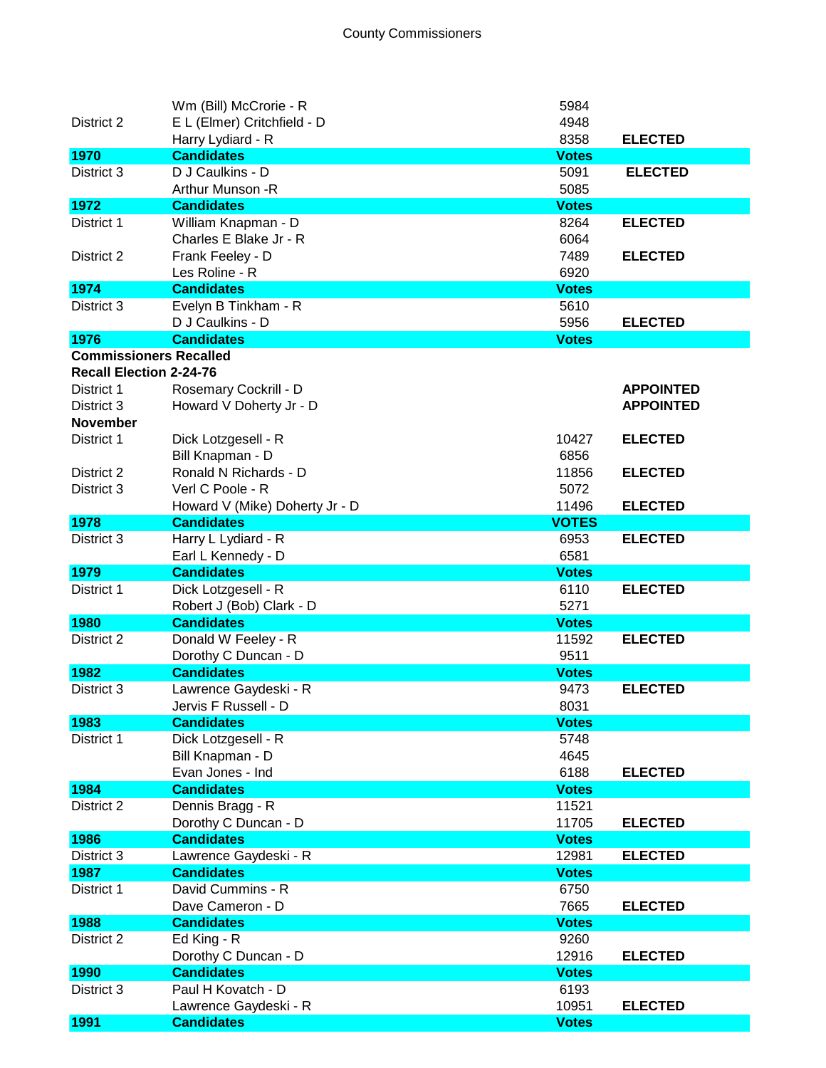# County Commissioners

| | | | |
|---|---|---|---|
| | Wm (Bill) McCrorie - R | 5984 | |
| District 2 | E L (Elmer) Critchfield - D | 4948 | |
| | Harry Lydiard - R | 8358 | **ELECTED** |
| **1970** | **Candidates** | **Votes** | |
| District 3 | D J Caulkins - D | 5091 | **ELECTED** |
| | Arthur Munson -R | 5085 | |
| **1972** | **Candidates** | **Votes** | |
| District 1 | William Knapman - D | 8264 | **ELECTED** |
| | Charles E Blake Jr - R | 6064 | |
| District 2 | Frank Feeley - D | 7489 | **ELECTED** |
| | Les Roline - R | 6920 | |
| **1974** | **Candidates** | **Votes** | |
| District 3 | Evelyn B Tinkham - R | 5610 | |
| | D J Caulkins - D | 5956 | **ELECTED** |
| **1976** | **Candidates** | **Votes** | |
| **Commissioners Recalled** | | | |
| **Recall Election 2-24-76** | | | |
| District 1 | Rosemary Cockrill - D | | **APPOINTED** |
| District 3 | Howard V Doherty Jr - D | | **APPOINTED** |
| **November** | | | |
| District 1 | Dick Lotzgesell - R | 10427 | **ELECTED** |
| | Bill Knapman - D | 6856 | |
| District 2 | Ronald N Richards - D | 11856 | **ELECTED** |
| District 3 | Verl C Poole - R | 5072 | |
| | Howard V (Mike) Doherty Jr - D | 11496 | **ELECTED** |
| **1978** | **Candidates** | **VOTES** | |
| District 3 | Harry L Lydiard - R | 6953 | **ELECTED** |
| | Earl L Kennedy - D | 6581 | |
| **1979** | **Candidates** | **Votes** | |
| District 1 | Dick Lotzgesell - R | 6110 | **ELECTED** |
| | Robert J (Bob) Clark - D | 5271 | |
| **1980** | **Candidates** | **Votes** | |
| District 2 | Donald W Feeley - R | 11592 | **ELECTED** |
| | Dorothy C Duncan - D | 9511 | |
| **1982** | **Candidates** | **Votes** | |
| District 3 | Lawrence Gaydeski - R | 9473 | **ELECTED** |
| | Jervis F Russell - D | 8031 | |
| **1983** | **Candidates** | **Votes** | |
| District 1 | Dick Lotzgesell - R | 5748 | |
| | Bill Knapman - D | 4645 | |
| | Evan Jones - Ind | 6188 | **ELECTED** |
| **1984** | **Candidates** | **Votes** | |
| District 2 | Dennis Bragg - R | 11521 | |
| | Dorothy C Duncan - D | 11705 | **ELECTED** |
| **1986** | **Candidates** | **Votes** | |
| District 3 | Lawrence Gaydeski - R | 12981 | **ELECTED** |
| **1987** | **Candidates** | **Votes** | |
| District 1 | David Cummins - R | 6750 | |
| | Dave Cameron - D | 7665 | **ELECTED** |
| **1988** | **Candidates** | **Votes** | |
| District 2 | Ed King - R | 9260 | |
| | Dorothy C Duncan - D | 12916 | **ELECTED** |
| **1990** | **Candidates** | **Votes** | |
| District 3 | Paul H Kovatch - D | 6193 | |
| | Lawrence Gaydeski - R | 10951 | **ELECTED** |
| **1991** | **Candidates** | **Votes** | |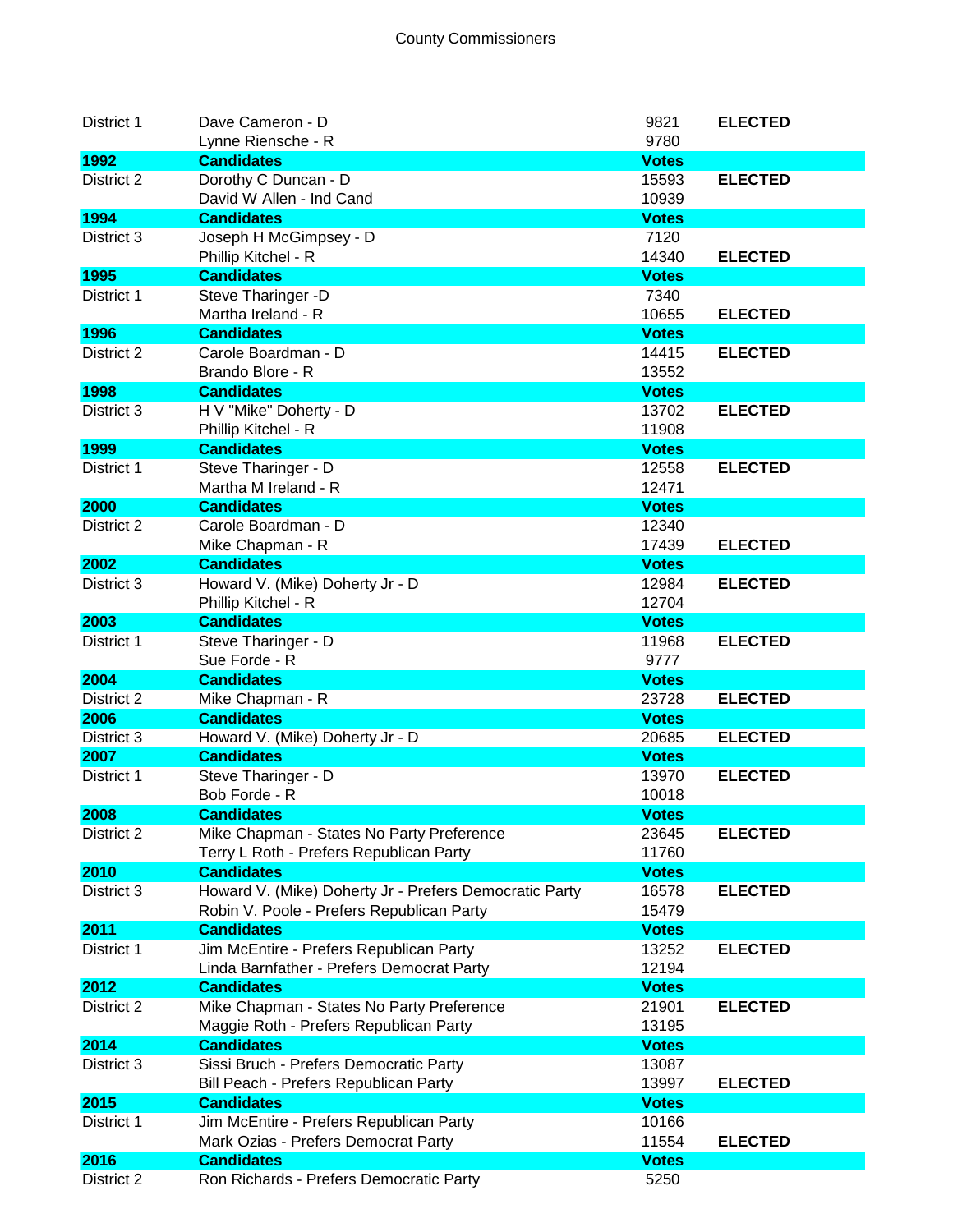County Commissioners

| | | | |
|---|---|---|---|
| District 1 | Dave Cameron - D | 9821 | **ELECTED** |
| | Lynne Riensche - R | 9780 | |
| **1992** | **Candidates** | **Votes** | |
| District 2 | Dorothy C Duncan - D | 15593 | **ELECTED** |
| | David W Allen - Ind Cand | 10939 | |
| **1994** | **Candidates** | **Votes** | |
| District 3 | Joseph H McGimpsey - D | 7120 | |
| | Phillip Kitchel - R | 14340 | **ELECTED** |
| **1995** | **Candidates** | **Votes** | |
| District 1 | Steve Tharinger -D | 7340 | |
| | Martha Ireland - R | 10655 | **ELECTED** |
| **1996** | **Candidates** | **Votes** | |
| District 2 | Carole Boardman - D | 14415 | **ELECTED** |
| | Brando Blore - R | 13552 | |
| **1998** | **Candidates** | **Votes** | |
| District 3 | H V "Mike" Doherty - D | 13702 | **ELECTED** |
| | Phillip Kitchel - R | 11908 | |
| **1999** | **Candidates** | **Votes** | |
| District 1 | Steve Tharinger - D | 12558 | **ELECTED** |
| | Martha M Ireland - R | 12471 | |
| **2000** | **Candidates** | **Votes** | |
| District 2 | Carole Boardman - D | 12340 | |
| | Mike Chapman - R | 17439 | **ELECTED** |
| **2002** | **Candidates** | **Votes** | |
| District 3 | Howard V. (Mike) Doherty Jr - D | 12984 | **ELECTED** |
| | Phillip Kitchel - R | 12704 | |
| **2003** | **Candidates** | **Votes** | |
| District 1 | Steve Tharinger - D | 11968 | **ELECTED** |
| | Sue Forde - R | 9777 | |
| **2004** | **Candidates** | **Votes** | |
| District 2 | Mike Chapman - R | 23728 | **ELECTED** |
| **2006** | **Candidates** | **Votes** | |
| District 3 | Howard V. (Mike) Doherty Jr - D | 20685 | **ELECTED** |
| **2007** | **Candidates** | **Votes** | |
| District 1 | Steve Tharinger - D | 13970 | **ELECTED** |
| | Bob Forde - R | 10018 | |
| **2008** | **Candidates** | **Votes** | |
| District 2 | Mike Chapman - States No Party Preference | 23645 | **ELECTED** |
| | Terry L Roth - Prefers Republican Party | 11760 | |
| **2010** | **Candidates** | **Votes** | |
| District 3 | Howard V. (Mike) Doherty Jr - Prefers Democratic Party | 16578 | **ELECTED** |
| | Robin V. Poole - Prefers Republican Party | 15479 | |
| **2011** | **Candidates** | **Votes** | |
| District 1 | Jim McEntire - Prefers Republican Party | 13252 | **ELECTED** |
| | Linda Barnfather - Prefers Democrat Party | 12194 | |
| **2012** | **Candidates** | **Votes** | |
| District 2 | Mike Chapman - States No Party Preference | 21901 | **ELECTED** |
| | Maggie Roth - Prefers Republican Party | 13195 | |
| **2014** | **Candidates** | **Votes** | |
| District 3 | Sissi Bruch - Prefers Democratic Party | 13087 | |
| | Bill Peach - Prefers Republican Party | 13997 | **ELECTED** |
| **2015** | **Candidates** | **Votes** | |
| District 1 | Jim McEntire - Prefers Republican Party | 10166 | |
| | Mark Ozias - Prefers Democrat Party | 11554 | **ELECTED** |
| **2016** | **Candidates** | **Votes** | |
| District 2 | Ron Richards - Prefers Democratic Party | 5250 | |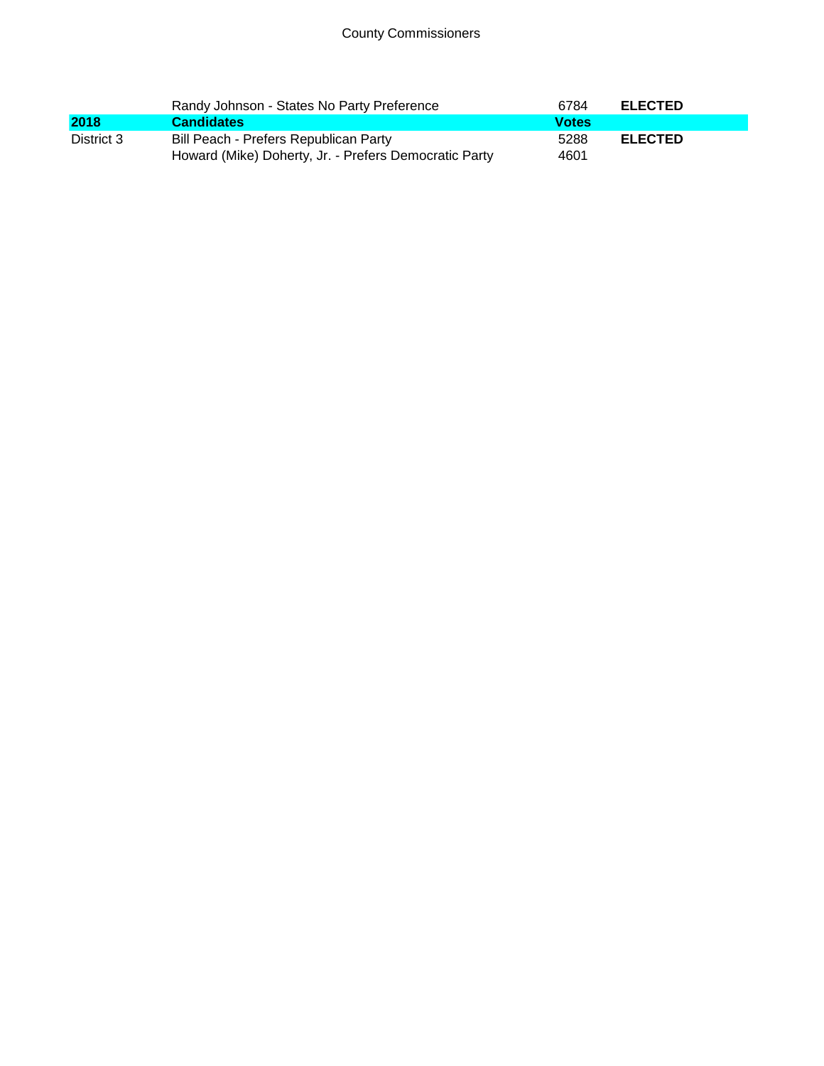County Commissioners

| | | | |
|---|---|---|---|
| | Randy Johnson - States No Party Preference | 6784 | **ELECTED** |
| **2018** | **Candidates** | **Votes** | |
| District 3 | Bill Peach - Prefers Republican Party | 5288 | **ELECTED** |
| | Howard (Mike) Doherty, Jr. - Prefers Democratic Party | 4601 | |